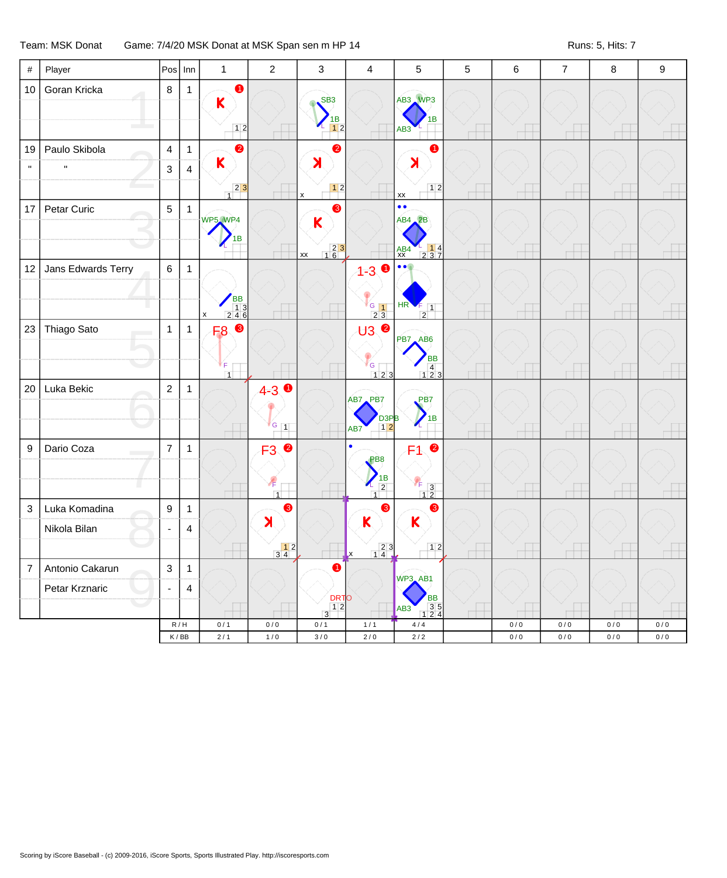Team: MSK Donat Game: 7/4/20 MSK Donat at MSK Span sen m HP 14 Runs: 5, Hits: 7

| # | Player | Pos | Inn | 1 | 2 | 3 | 4 | 5 | 5 | 6 | 7 | 8 | 9 |
|---|---|---|---|---|---|---|---|---|---|---|---|---|---|
| 10 | Goran Kricka | 8 | 1 | K (1) |  | SB3 1B |  | AB3 WP3 1B AB3 |  |  |  |  |  |
| 19 | Paulo Skibola | 4 | 1 | K (2) |  | K (2) |  | K (1) |  |  |  |  |  |
| " | " | 3 | 4 |  |  |  |  |  |  |  |  |  |  |
| 17 | Petar Curic | 5 | 1 | WP5 WP4 1B |  | K (3) |  | AB4 2B AB4 |  |  |  |  |  |
| 12 | Jans Edwards Terry | 6 | 1 | BB |  |  | 1-3 (1) | HR |  |  |  |  |  |
| 23 | Thiago Sato | 1 | 1 | F8 (3) |  |  | U3 (2) | PB7 AB6 BB |  |  |  |  |  |
| 20 | Luka Bekic | 2 | 1 |  | 4-3 (1) |  | AB7 PB7 D3PB AB7 | PB7 1B |  |  |  |  |  |
| 9 | Dario Coza | 7 | 1 |  | F3 (2) |  | PB8 1B | F1 (2) |  |  |  |  |  |
| 3 | Luka Komadina | 9 | 1 |  | K (3) |  | K (3) | K (3) |  |  |  |  |  |
|  | Nikola Bilan | - | 4 |  |  |  |  |  |  |  |  |  |  |
| 7 | Antonio Cakarun | 3 | 1 |  |  | DRTO (1) |  | WP3 AB1 BB AB3 |  |  |  |  |  |
|  | Petar Krznaric | - | 4 |  |  |  |  |  |  |  |  |  |  |
|  |  | R / H |  | 0 / 1 | 0 / 0 | 0 / 1 | 1 / 1 | 4 / 4 |  | 0 / 0 | 0 / 0 | 0 / 0 | 0 / 0 |
|  |  | K / BB |  | 2 / 1 | 1 / 0 | 3 / 0 | 2 / 0 | 2 / 2 |  | 0 / 0 | 0 / 0 | 0 / 0 | 0 / 0 |

Scoring by iScore Baseball - (c) 2009-2016, iScore Sports, Sports Illustrated Play. http://iscoresports.com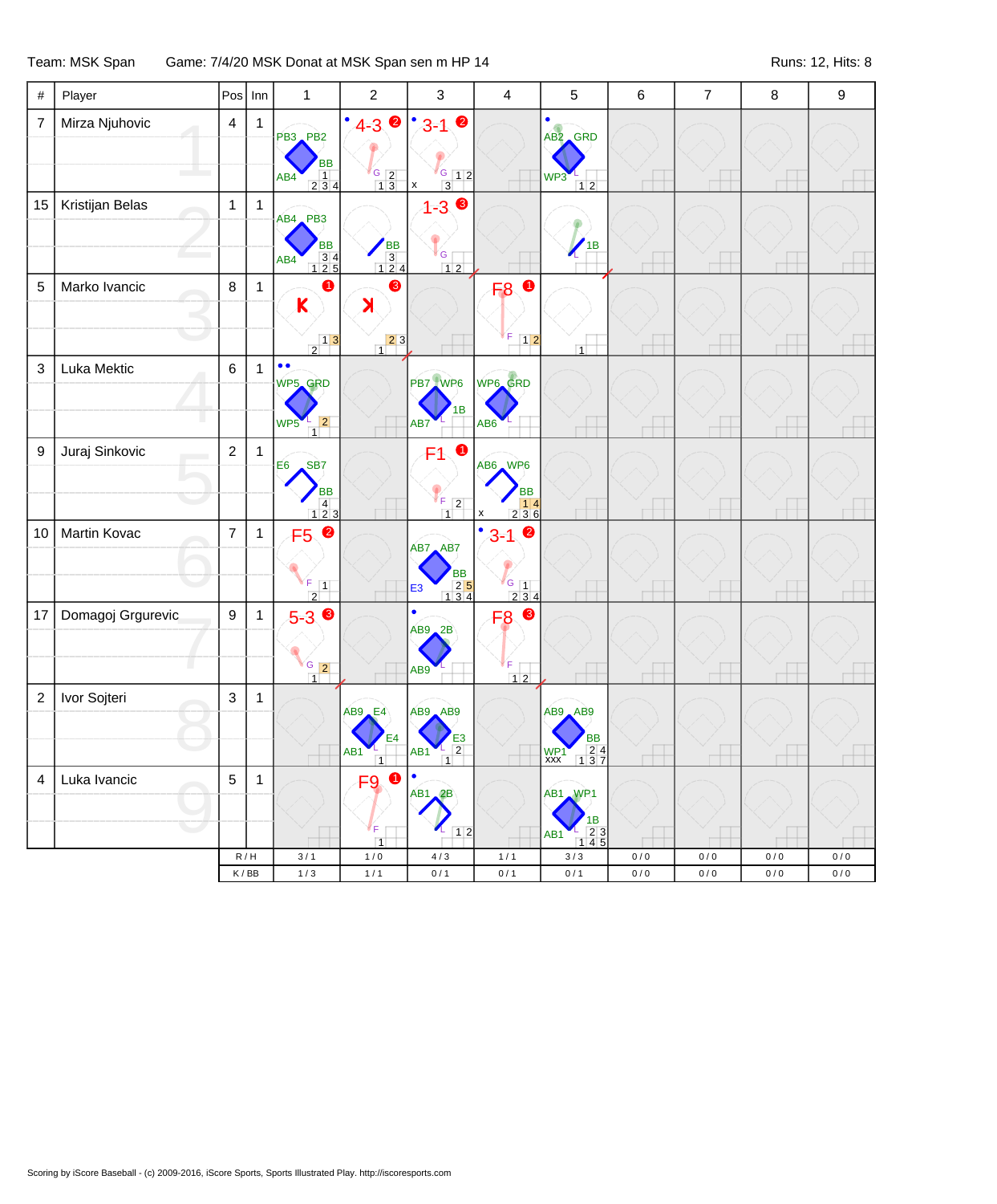Team: MSK Span     Game: 7/4/20 MSK Donat at MSK Span sen m HP 14     Runs: 12, Hits: 8

| # | Player | Pos | Inn | 1 | 2 | 3 | 4 | 5 | 6 | 7 | 8 | 9 |
|---|---|---|---|---|---|---|---|---|---|---|---|---|
| 7 | Mirza Njuhovic | 4 | 1 | PB3 PB2 BB AB4 | 4-3 (2) | 3-1 (2) | | AB2 GRD WP3 | | | | |
| 15 | Kristijan Belas | 1 | 1 | AB4 PB3 BB AB4 | BB | 1-3 (3) | | 1B | | | | |
| 5 | Marko Ivancic | 8 | 1 | K (1) | K (3) | | F8 (1) | | | | | |
| 3 | Luka Mektic | 6 | 1 | WP5 GRD WP5 | | PB7 WP6 1B AB7 | WP6 GRD AB6 | | | | | |
| 9 | Juraj Sinkovic | 2 | 1 | E6 SB7 BB | | F1 (1) | AB6 WP6 BB | | | | | |
| 10 | Martin Kovac | 7 | 1 | F5 (2) | | AB7 AB7 BB E3 | 3-1 (2) | | | | | |
| 17 | Domagoj Grgurevic | 9 | 1 | 5-3 (3) | | AB9 2B AB9 | F8 (3) | | | | | |
| 2 | Ivor Sojteri | 3 | 1 | | AB9 E4 E4 AB1 | AB9 AB9 E3 AB1 | | AB9 AB9 BB WP1 | | | | |
| 4 | Luka Ivancic | 5 | 1 | | F9 (1) | AB1 2B | | AB1 WP1 1B AB1 | | | | |
| | | R / H | | 3 / 1 | 1 / 0 | 4 / 3 | 1 / 1 | 3 / 3 | 0 / 0 | 0 / 0 | 0 / 0 | 0 / 0 |
| | | K / BB | | 1 / 3 | 1 / 1 | 0 / 1 | 0 / 1 | 0 / 1 | 0 / 0 | 0 / 0 | 0 / 0 | 0 / 0 |

Scoring by iScore Baseball - (c) 2009-2016, iScore Sports, Sports Illustrated Play. http://iscoresports.com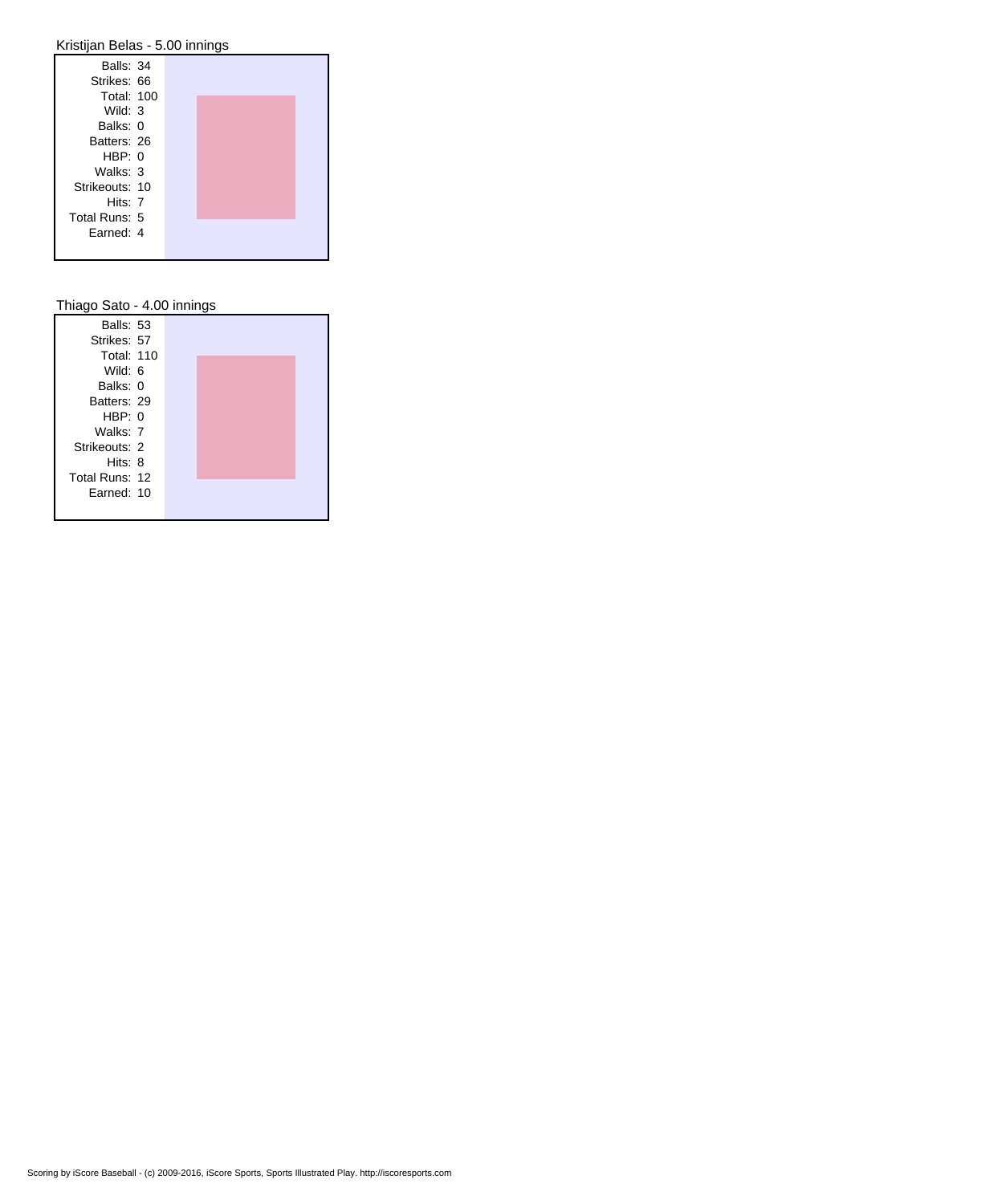Kristijan Belas - 5.00 innings

| | |
|---|---|
| Balls: | 34 |
| Strikes: | 66 |
| Total: | 100 |
| Wild: | 3 |
| Balks: | 0 |
| Batters: | 26 |
| HBP: | 0 |
| Walks: | 3 |
| Strikeouts: | 10 |
| Hits: | 7 |
| Total Runs: | 5 |
| Earned: | 4 |

Thiago Sato - 4.00 innings

| | |
|---|---|
| Balls: | 53 |
| Strikes: | 57 |
| Total: | 110 |
| Wild: | 6 |
| Balks: | 0 |
| Batters: | 29 |
| HBP: | 0 |
| Walks: | 7 |
| Strikeouts: | 2 |
| Hits: | 8 |
| Total Runs: | 12 |
| Earned: | 10 |

Scoring by iScore Baseball - (c) 2009-2016, iScore Sports, Sports Illustrated Play. http://iscoresports.com